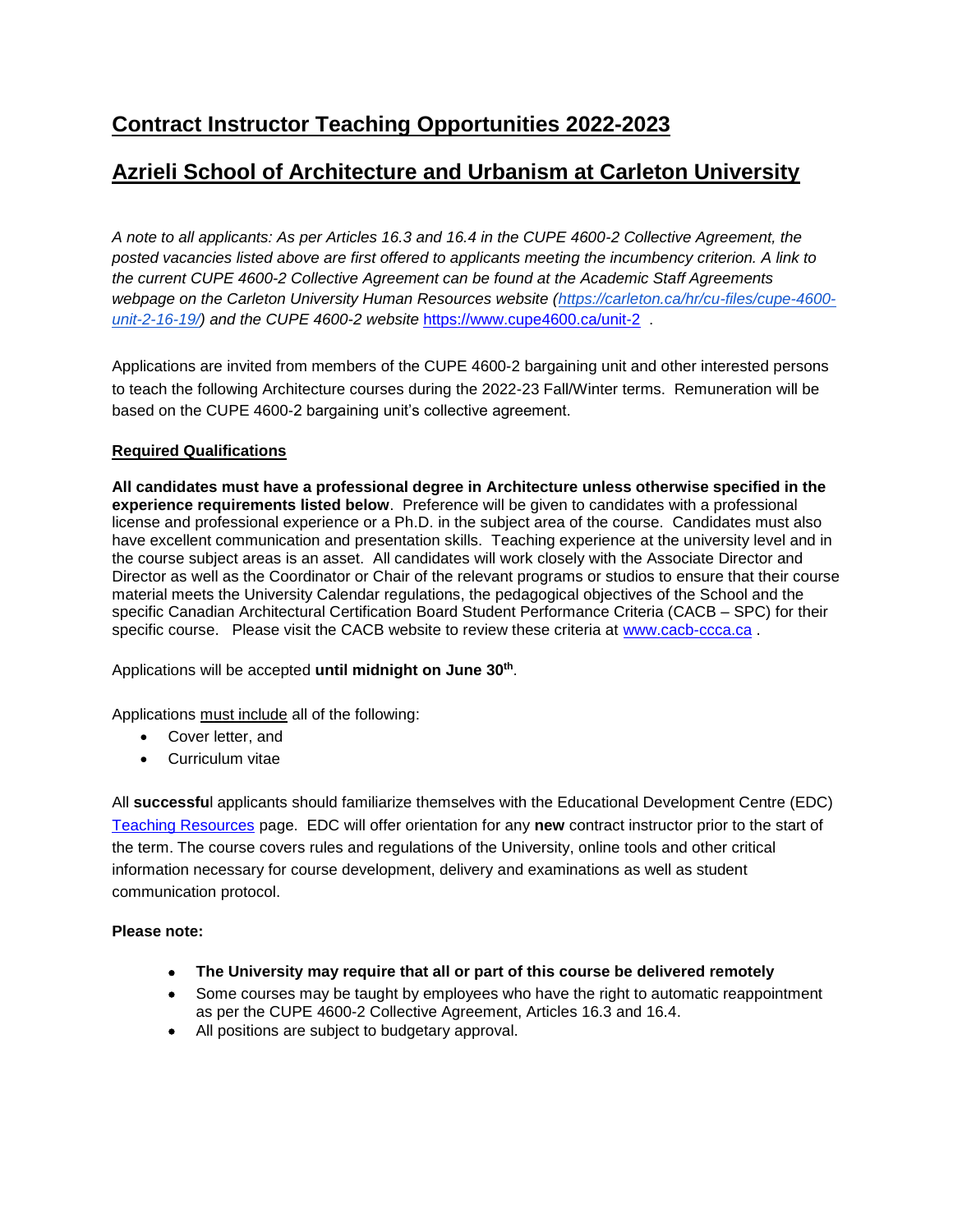# Contract Instructor Teaching Opportunities 2022-2023

## Azrieli School of Architecture and Urbanism at Carleton University

*A note to all applicants: As per Articles 16.3 and 16.4 in the CUPE 4600-2 Collective Agreement, the posted vacancies listed above are first offered to applicants meeting the incumbency criterion. A link to the current CUPE 4600-2 Collective Agreement can be found at the Academic Staff Agreements webpage on the Carleton University Human Resources website ([https://carleton.ca/hr/cu-files/cupe-4600-unit-2-16-19/](https://carleton.ca/hr/cu-files/cupe-4600-unit-2-16-19/)) and the CUPE 4600-2 website* [https://www.cupe4600.ca/unit-2](https://www.cupe4600.ca/unit-2) .

Applications are invited from members of the CUPE 4600-2 bargaining unit and other interested persons to teach the following Architecture courses during the 2022-23 Fall/Winter terms. Remuneration will be based on the CUPE 4600-2 bargaining unit's collective agreement.

**Required Qualifications**

**All candidates must have a professional degree in Architecture unless otherwise specified in the experience requirements listed below**. Preference will be given to candidates with a professional license and professional experience or a Ph.D. in the subject area of the course. Candidates must also have excellent communication and presentation skills. Teaching experience at the university level and in the course subject areas is an asset. All candidates will work closely with the Associate Director and Director as well as the Coordinator or Chair of the relevant programs or studios to ensure that their course material meets the University Calendar regulations, the pedagogical objectives of the School and the specific Canadian Architectural Certification Board Student Performance Criteria (CACB – SPC) for their specific course. Please visit the CACB website to review these criteria at [www.cacb-ccca.ca](www.cacb-ccca.ca) .

Applications will be accepted **until midnight on June 30th**.

Applications must include all of the following:

- Cover letter, and
- Curriculum vitae

All **successfu**l applicants should familiarize themselves with the Educational Development Centre (EDC) Teaching Resources page. EDC will offer orientation for any **new** contract instructor prior to the start of the term. The course covers rules and regulations of the University, online tools and other critical information necessary for course development, delivery and examinations as well as student communication protocol.

**Please note:**

- **The University may require that all or part of this course be delivered remotely**
- Some courses may be taught by employees who have the right to automatic reappointment as per the CUPE 4600-2 Collective Agreement, Articles 16.3 and 16.4.
- All positions are subject to budgetary approval.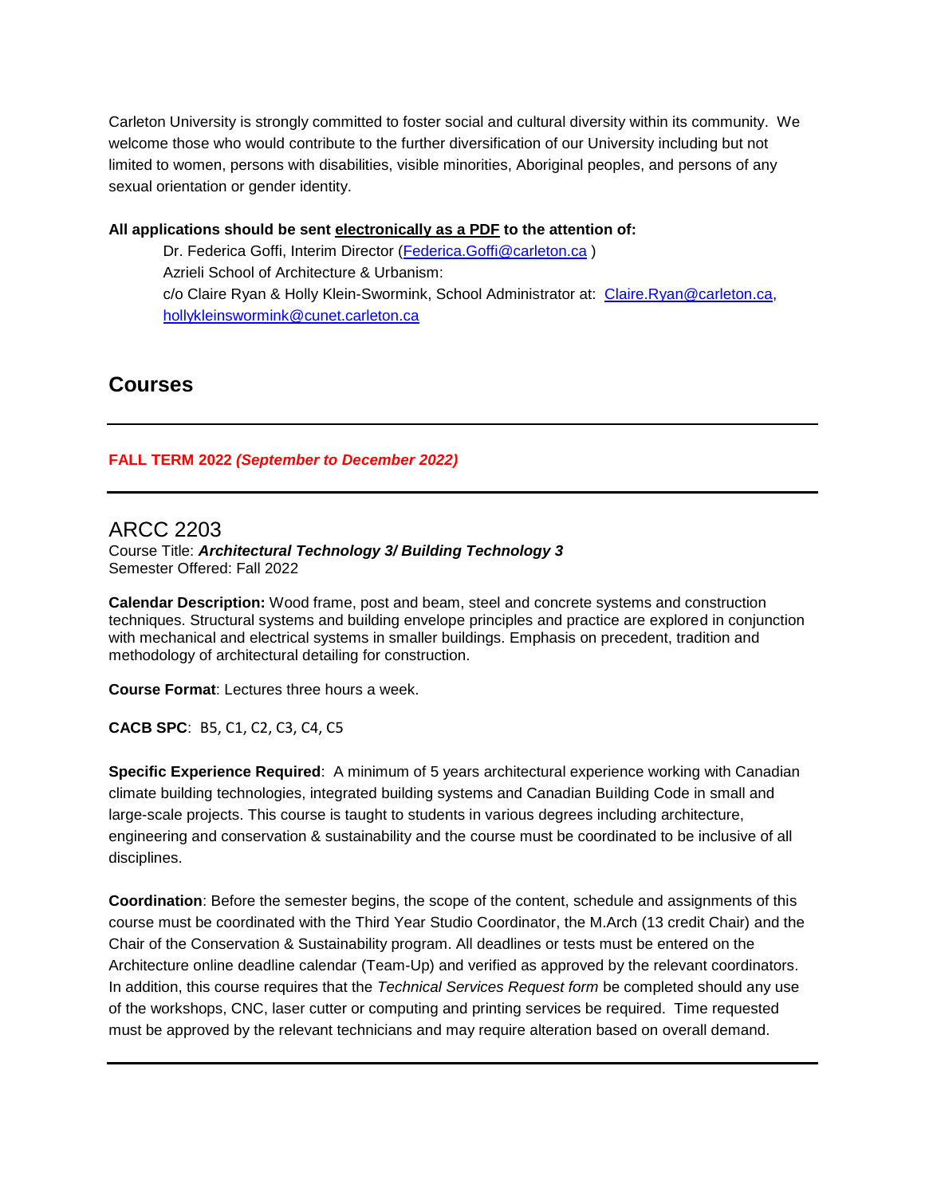Carleton University is strongly committed to foster social and cultural diversity within its community. We welcome those who would contribute to the further diversification of our University including but not limited to women, persons with disabilities, visible minorities, Aboriginal peoples, and persons of any sexual orientation or gender identity.

**All applications should be sent electronically as a PDF to the attention of:**

Dr. Federica Goffi, Interim Director (Federica.Goffi@carleton.ca )
Azrieli School of Architecture & Urbanism:
c/o Claire Ryan & Holly Klein-Swormink, School Administrator at: Claire.Ryan@carleton.ca, hollykleinswormink@cunet.carleton.ca

## Courses

---

**FALL TERM 2022 *(September to December 2022)***

---

### ARCC 2203

Course Title: ***Architectural Technology 3/ Building Technology 3***
Semester Offered: Fall 2022

**Calendar Description:** Wood frame, post and beam, steel and concrete systems and construction techniques. Structural systems and building envelope principles and practice are explored in conjunction with mechanical and electrical systems in smaller buildings. Emphasis on precedent, tradition and methodology of architectural detailing for construction.

**Course Format**: Lectures three hours a week.

**CACB SPC**: B5, C1, C2, C3, C4, C5

**Specific Experience Required**: A minimum of 5 years architectural experience working with Canadian climate building technologies, integrated building systems and Canadian Building Code in small and large-scale projects. This course is taught to students in various degrees including architecture, engineering and conservation & sustainability and the course must be coordinated to be inclusive of all disciplines.

**Coordination**: Before the semester begins, the scope of the content, schedule and assignments of this course must be coordinated with the Third Year Studio Coordinator, the M.Arch (13 credit Chair) and the Chair of the Conservation & Sustainability program. All deadlines or tests must be entered on the Architecture online deadline calendar (Team-Up) and verified as approved by the relevant coordinators. In addition, this course requires that the *Technical Services Request form* be completed should any use of the workshops, CNC, laser cutter or computing and printing services be required. Time requested must be approved by the relevant technicians and may require alteration based on overall demand.

---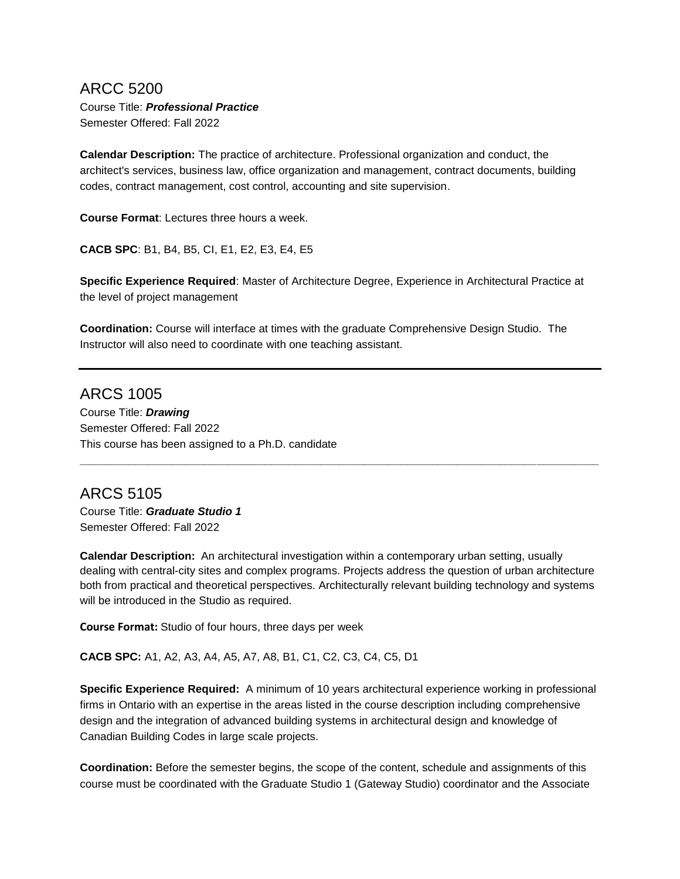## ARCC 5200

Course Title: ***Professional Practice***
Semester Offered: Fall 2022

**Calendar Description:** The practice of architecture. Professional organization and conduct, the architect's services, business law, office organization and management, contract documents, building codes, contract management, cost control, accounting and site supervision.

**Course Format**: Lectures three hours a week.

**CACB SPC**: B1, B4, B5, CI, E1, E2, E3, E4, E5

**Specific Experience Required**: Master of Architecture Degree, Experience in Architectural Practice at the level of project management

**Coordination:** Course will interface at times with the graduate Comprehensive Design Studio. The Instructor will also need to coordinate with one teaching assistant.

---

## ARCS 1005

Course Title: ***Drawing***
Semester Offered: Fall 2022
This course has been assigned to a Ph.D. candidate

---

## ARCS 5105

Course Title: ***Graduate Studio 1***
Semester Offered: Fall 2022

**Calendar Description:** An architectural investigation within a contemporary urban setting, usually dealing with central-city sites and complex programs. Projects address the question of urban architecture both from practical and theoretical perspectives. Architecturally relevant building technology and systems will be introduced in the Studio as required.

**Course Format:** Studio of four hours, three days per week

**CACB SPC:** A1, A2, A3, A4, A5, A7, A8, B1, C1, C2, C3, C4, C5, D1

**Specific Experience Required:** A minimum of 10 years architectural experience working in professional firms in Ontario with an expertise in the areas listed in the course description including comprehensive design and the integration of advanced building systems in architectural design and knowledge of Canadian Building Codes in large scale projects.

**Coordination:** Before the semester begins, the scope of the content, schedule and assignments of this course must be coordinated with the Graduate Studio 1 (Gateway Studio) coordinator and the Associate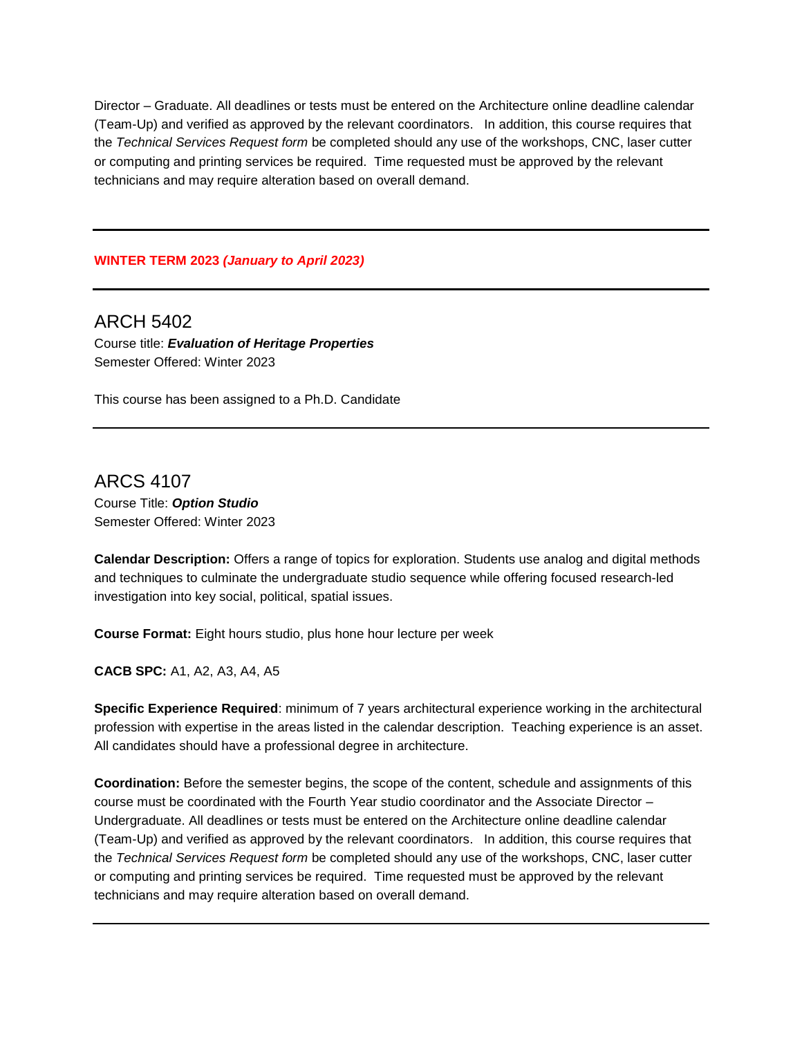Director – Graduate. All deadlines or tests must be entered on the Architecture online deadline calendar (Team-Up) and verified as approved by the relevant coordinators. In addition, this course requires that the *Technical Services Request form* be completed should any use of the workshops, CNC, laser cutter or computing and printing services be required. Time requested must be approved by the relevant technicians and may require alteration based on overall demand.

---

**WINTER TERM 2023 *(January to April 2023)***

---

## ARCH 5402

Course title: ***Evaluation of Heritage Properties***
Semester Offered: Winter 2023

This course has been assigned to a Ph.D. Candidate

---

## ARCS 4107

Course Title: ***Option Studio***
Semester Offered: Winter 2023

**Calendar Description:** Offers a range of topics for exploration. Students use analog and digital methods and techniques to culminate the undergraduate studio sequence while offering focused research-led investigation into key social, political, spatial issues.

**Course Format:** Eight hours studio, plus hone hour lecture per week

**CACB SPC:** A1, A2, A3, A4, A5

**Specific Experience Required**: minimum of 7 years architectural experience working in the architectural profession with expertise in the areas listed in the calendar description. Teaching experience is an asset. All candidates should have a professional degree in architecture.

**Coordination:** Before the semester begins, the scope of the content, schedule and assignments of this course must be coordinated with the Fourth Year studio coordinator and the Associate Director – Undergraduate. All deadlines or tests must be entered on the Architecture online deadline calendar (Team-Up) and verified as approved by the relevant coordinators. In addition, this course requires that the *Technical Services Request form* be completed should any use of the workshops, CNC, laser cutter or computing and printing services be required. Time requested must be approved by the relevant technicians and may require alteration based on overall demand.

---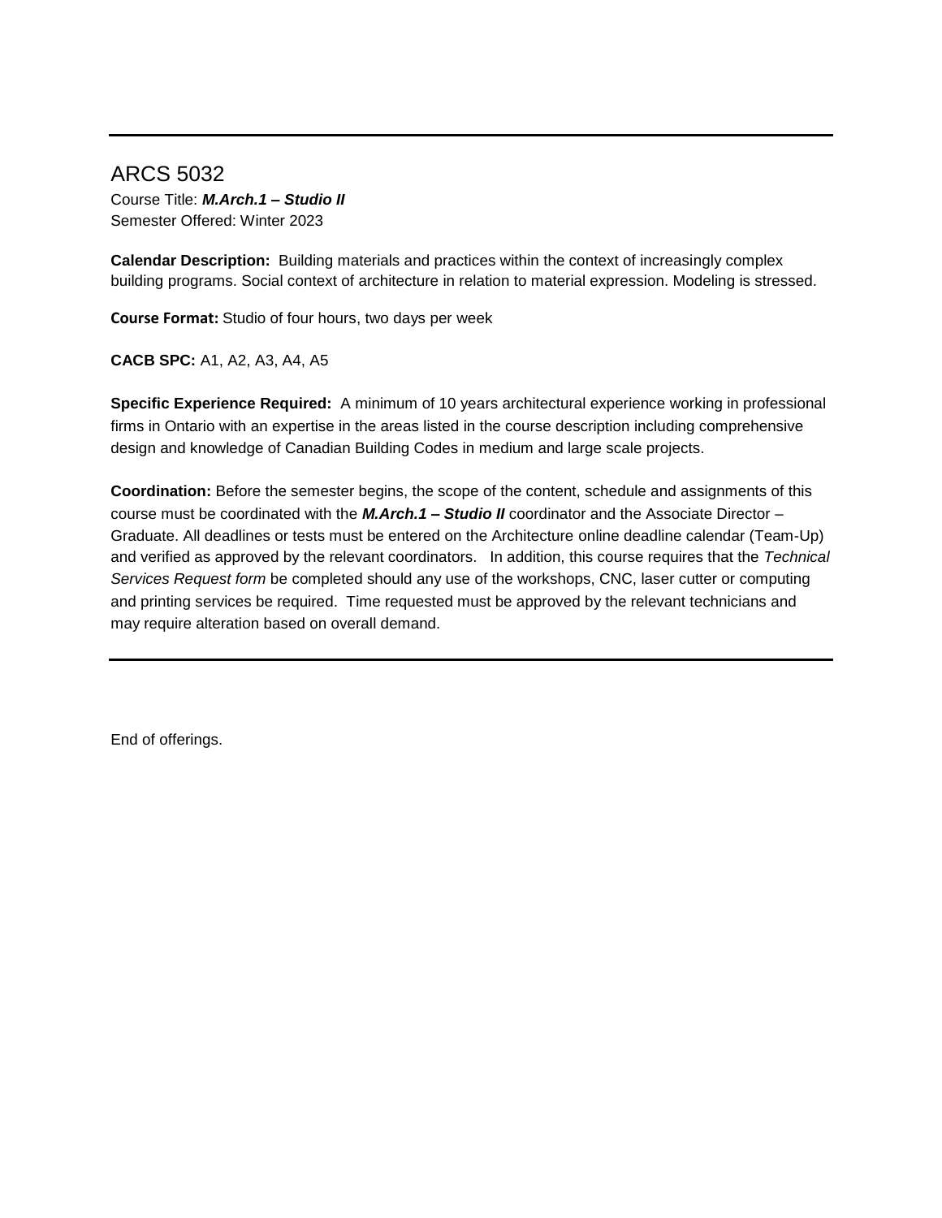---

## ARCS 5032

Course Title: ***M.Arch.1 – Studio II***
Semester Offered: Winter 2023

**Calendar Description:** Building materials and practices within the context of increasingly complex building programs. Social context of architecture in relation to material expression. Modeling is stressed.

**Course Format:** Studio of four hours, two days per week

**CACB SPC:** A1, A2, A3, A4, A5

**Specific Experience Required:** A minimum of 10 years architectural experience working in professional firms in Ontario with an expertise in the areas listed in the course description including comprehensive design and knowledge of Canadian Building Codes in medium and large scale projects.

**Coordination:** Before the semester begins, the scope of the content, schedule and assignments of this course must be coordinated with the ***M.Arch.1 – Studio II*** coordinator and the Associate Director – Graduate. All deadlines or tests must be entered on the Architecture online deadline calendar (Team-Up) and verified as approved by the relevant coordinators. In addition, this course requires that the *Technical Services Request form* be completed should any use of the workshops, CNC, laser cutter or computing and printing services be required. Time requested must be approved by the relevant technicians and may require alteration based on overall demand.

---

End of offerings.